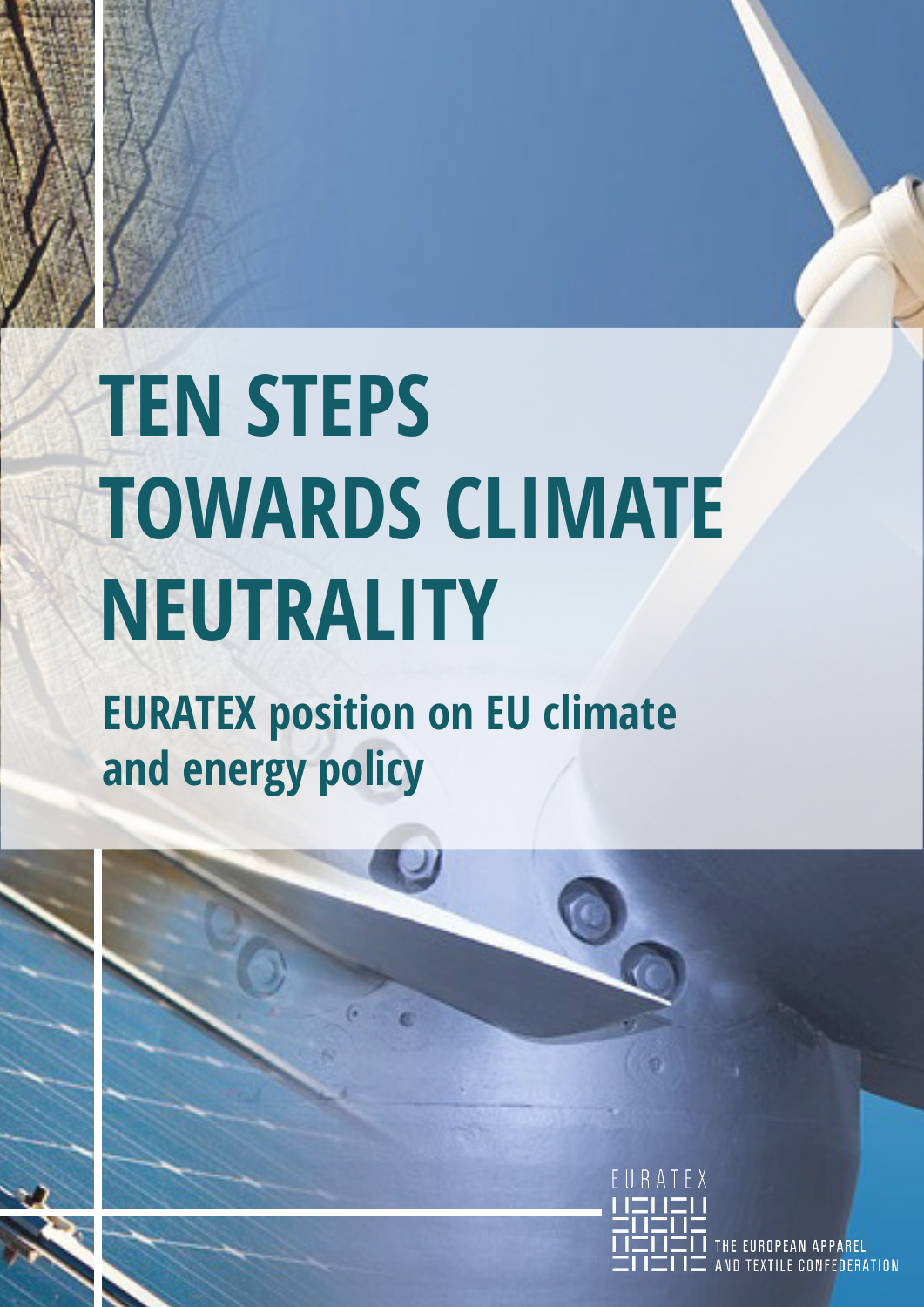# TEN STEPS TOWARDS CLIMATE NEUTRALITY

## EURATEX position on EU climate and energy policy

EURATEX

THE EUROPEAN APPAREL AND TEXTILE CONFEDERATION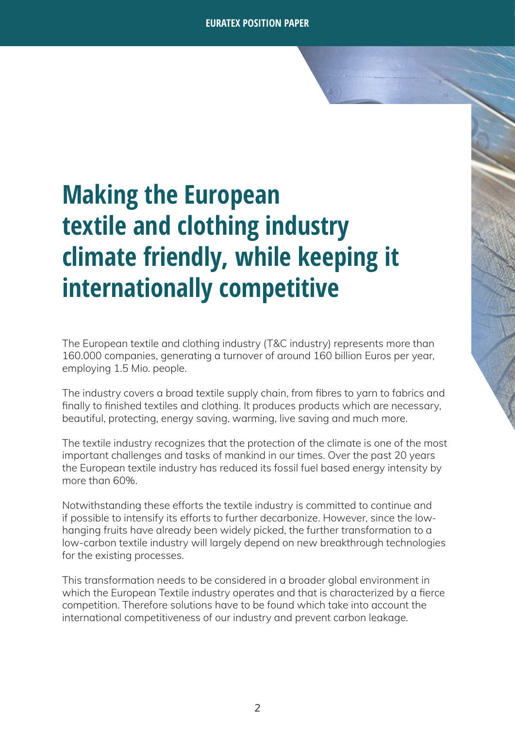# Making the European textile and clothing industry climate friendly, while keeping it internationally competitive

The European textile and clothing industry (T&C industry) represents more than 160.000 companies, generating a turnover of around 160 billion Euros per year, employing 1.5 Mio. people.

The industry covers a broad textile supply chain, from fibres to yarn to fabrics and finally to finished textiles and clothing. It produces products which are necessary, beautiful, protecting, energy saving, warming, live saving and much more.

The textile industry recognizes that the protection of the climate is one of the most important challenges and tasks of mankind in our times. Over the past 20 years the European textile industry has reduced its fossil fuel based energy intensity by more than 60%.

Notwithstanding these efforts the textile industry is committed to continue and if possible to intensify its efforts to further decarbonize. However, since the low-hanging fruits have already been widely picked, the further transformation to a low-carbon textile industry will largely depend on new breakthrough technologies for the existing processes.

This transformation needs to be considered in a broader global environment in which the European Textile industry operates and that is characterized by a fierce competition. Therefore solutions have to be found which take into account the international competitiveness of our industry and prevent carbon leakage.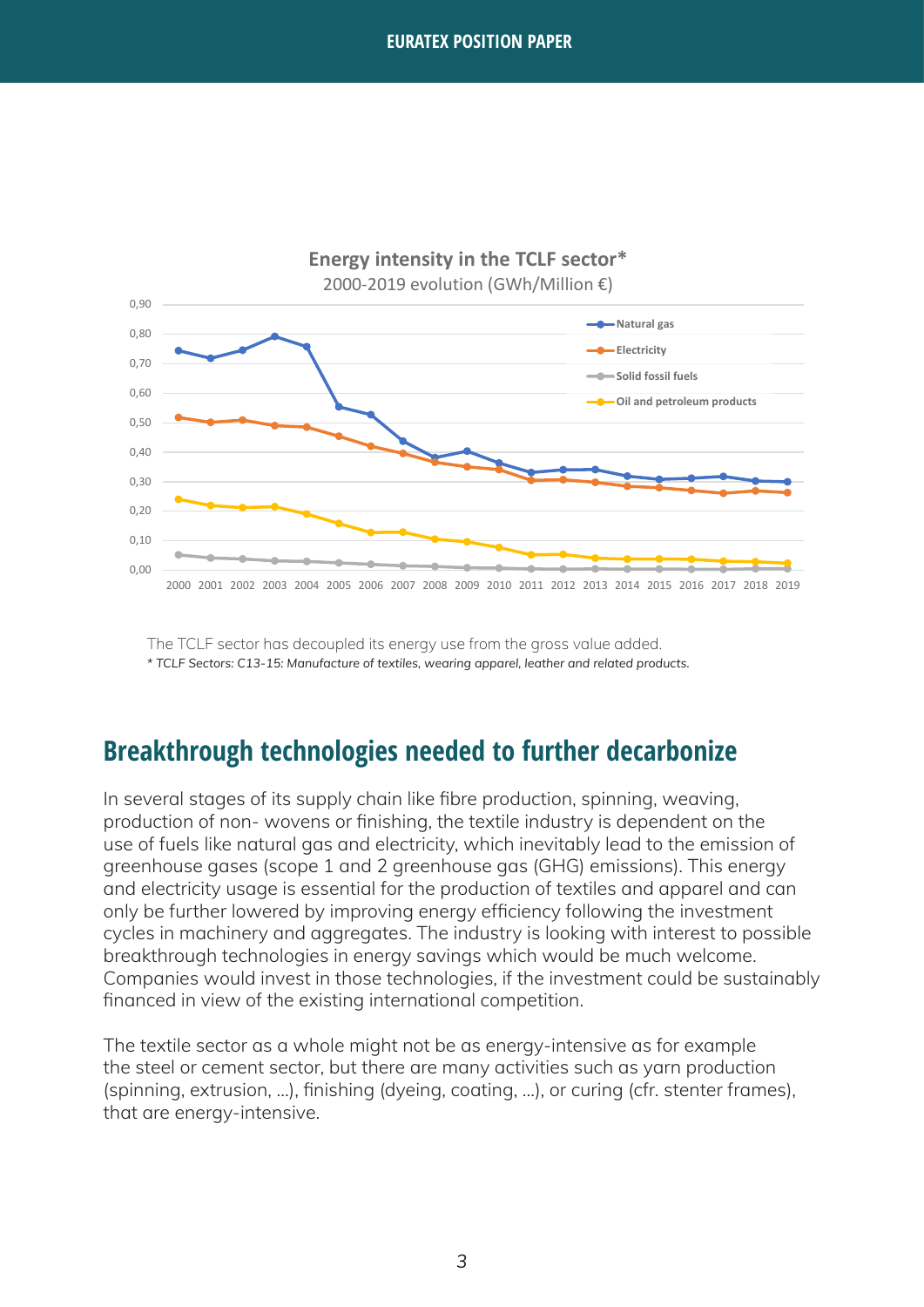**Energy intensity in the TCLF sector***

2000-2019 evolution (GWh/Million €)

The TCLF sector has decoupled its energy use from the gross value added.

*\* TCLF Sectors: C13-15: Manufacture of textiles, wearing apparel, leather and related products.*

## Breakthrough technologies needed to further decarbonize

In several stages of its supply chain like fibre production, spinning, weaving, production of non- wovens or finishing, the textile industry is dependent on the use of fuels like natural gas and electricity, which inevitably lead to the emission of greenhouse gases (scope 1 and 2 greenhouse gas (GHG) emissions). This energy and electricity usage is essential for the production of textiles and apparel and can only be further lowered by improving energy efficiency following the investment cycles in machinery and aggregates. The industry is looking with interest to possible breakthrough technologies in energy savings which would be much welcome. Companies would invest in those technologies, if the investment could be sustainably financed in view of the existing international competition.

The textile sector as a whole might not be as energy-intensive as for example the steel or cement sector, but there are many activities such as yarn production (spinning, extrusion, ...), finishing (dyeing, coating, ...), or curing (cfr. stenter frames), that are energy-intensive.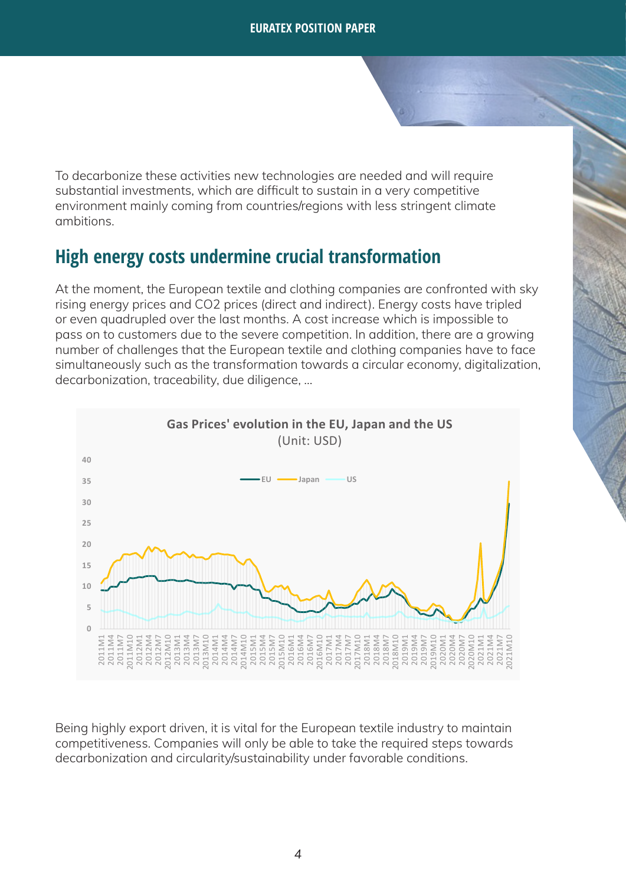To decarbonize these activities new technologies are needed and will require substantial investments, which are difficult to sustain in a very competitive environment mainly coming from countries/regions with less stringent climate ambitions.

## High energy costs undermine crucial transformation

At the moment, the European textile and clothing companies are confronted with sky rising energy prices and $CO_2$ prices (direct and indirect). Energy costs have tripled or even quadrupled over the last months. A cost increase which is impossible to pass on to customers due to the severe competition. In addition, there are a growing number of challenges that the European textile and clothing companies have to face simultaneously such as the transformation towards a circular economy, digitalization, decarbonization, traceability, due diligence, ...

**Gas Prices' evolution in the EU, Japan and the US**
(Unit: USD)

Being highly export driven, it is vital for the European textile industry to maintain competitiveness. Companies will only be able to take the required steps towards decarbonization and circularity/sustainability under favorable conditions.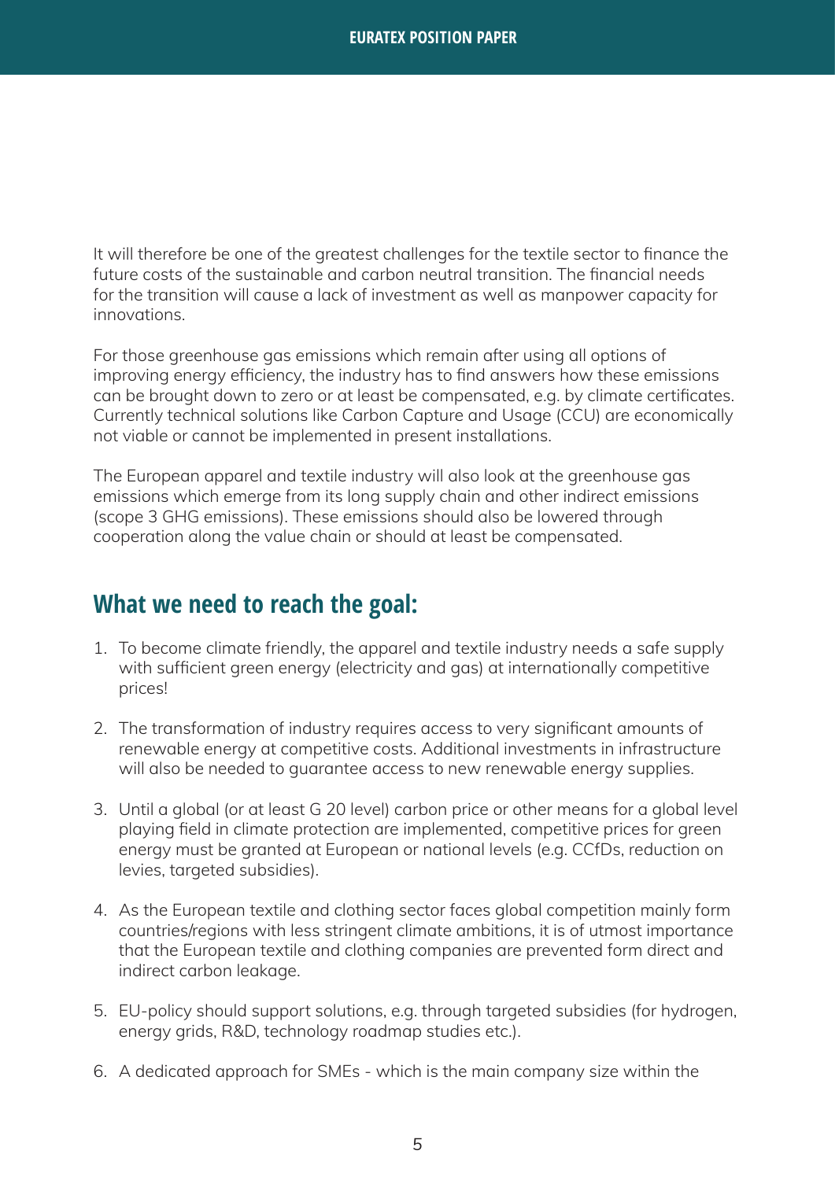It will therefore be one of the greatest challenges for the textile sector to finance the future costs of the sustainable and carbon neutral transition. The financial needs for the transition will cause a lack of investment as well as manpower capacity for innovations.

For those greenhouse gas emissions which remain after using all options of improving energy efficiency, the industry has to find answers how these emissions can be brought down to zero or at least be compensated, e.g. by climate certificates. Currently technical solutions like Carbon Capture and Usage (CCU) are economically not viable or cannot be implemented in present installations.

The European apparel and textile industry will also look at the greenhouse gas emissions which emerge from its long supply chain and other indirect emissions (scope 3 GHG emissions). These emissions should also be lowered through cooperation along the value chain or should at least be compensated.

## What we need to reach the goal:

1. To become climate friendly, the apparel and textile industry needs a safe supply with sufficient green energy (electricity and gas) at internationally competitive prices!

2. The transformation of industry requires access to very significant amounts of renewable energy at competitive costs. Additional investments in infrastructure will also be needed to guarantee access to new renewable energy supplies.

3. Until a global (or at least G 20 level) carbon price or other means for a global level playing field in climate protection are implemented, competitive prices for green energy must be granted at European or national levels (e.g. CCfDs, reduction on levies, targeted subsidies).

4. As the European textile and clothing sector faces global competition mainly form countries/regions with less stringent climate ambitions, it is of utmost importance that the European textile and clothing companies are prevented form direct and indirect carbon leakage.

5. EU-policy should support solutions, e.g. through targeted subsidies (for hydrogen, energy grids, R&D, technology roadmap studies etc.).

6. A dedicated approach for SMEs - which is the main company size within the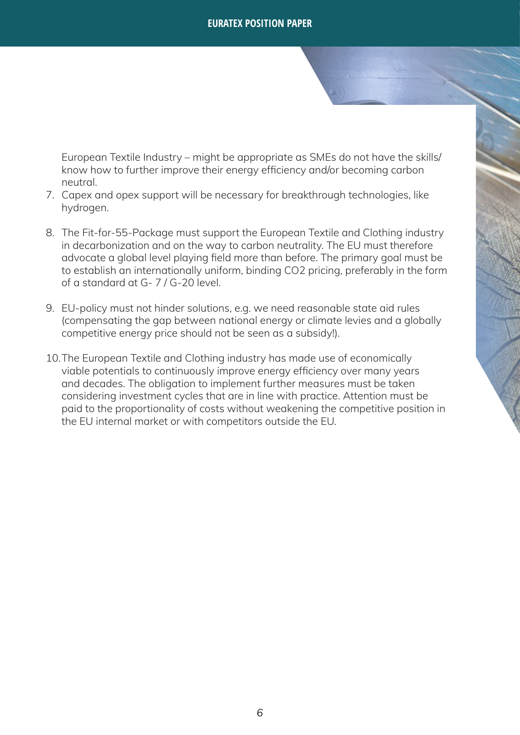European Textile Industry – might be appropriate as SMEs do not have the skills/ know how to further improve their energy efficiency and/or becoming carbon neutral.

7. Capex and opex support will be necessary for breakthrough technologies, like hydrogen.

8. The Fit-for-55-Package must support the European Textile and Clothing industry in decarbonization and on the way to carbon neutrality. The EU must therefore advocate a global level playing field more than before. The primary goal must be to establish an internationally uniform, binding $CO_2$ pricing, preferably in the form of a standard at G- 7 / G-20 level.

9. EU-policy must not hinder solutions, e.g. we need reasonable state aid rules (compensating the gap between national energy or climate levies and a globally competitive energy price should not be seen as a subsidy!).

10. The European Textile and Clothing industry has made use of economically viable potentials to continuously improve energy efficiency over many years and decades. The obligation to implement further measures must be taken considering investment cycles that are in line with practice. Attention must be paid to the proportionality of costs without weakening the competitive position in the EU internal market or with competitors outside the EU.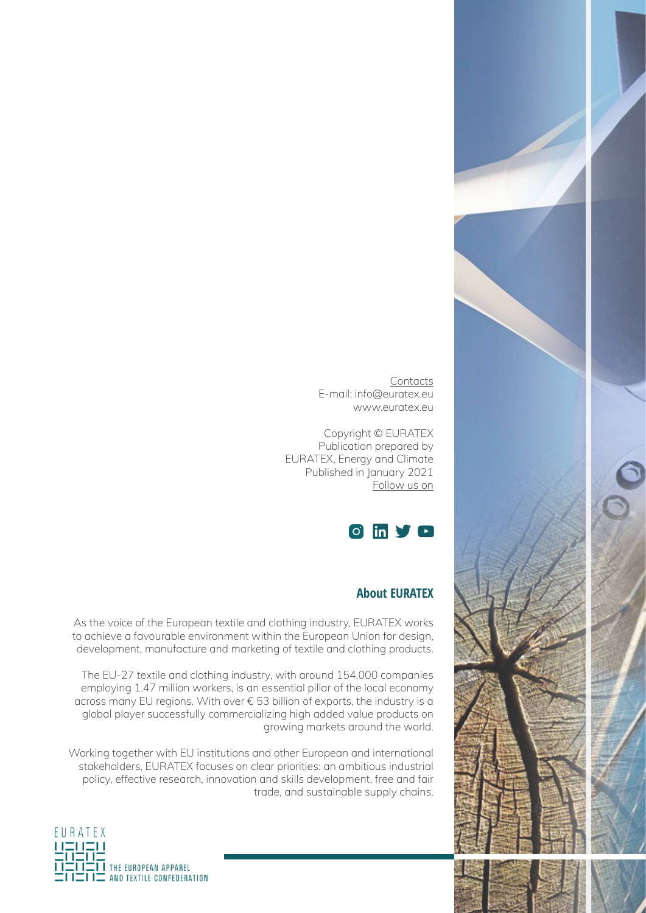Contacts
E-mail: info@euratex.eu
www.euratex.eu

Copyright © EURATEX
Publication prepared by
EURATEX, Energy and Climate
Published in January 2021
Follow us on

## About EURATEX

As the voice of the European textile and clothing industry, EURATEX works to achieve a favourable environment within the European Union for design, development, manufacture and marketing of textile and clothing products.

The EU-27 textile and clothing industry, with around 154.000 companies employing 1.47 million workers, is an essential pillar of the local economy across many EU regions. With over € 53 billion of exports, the industry is a global player successfully commercializing high added value products on growing markets around the world.

Working together with EU institutions and other European and international stakeholders, EURATEX focuses on clear priorities: an ambitious industrial policy, effective research, innovation and skills development, free and fair trade, and sustainable supply chains.

EURATEX
THE EUROPEAN APPAREL AND TEXTILE CONFEDERATION